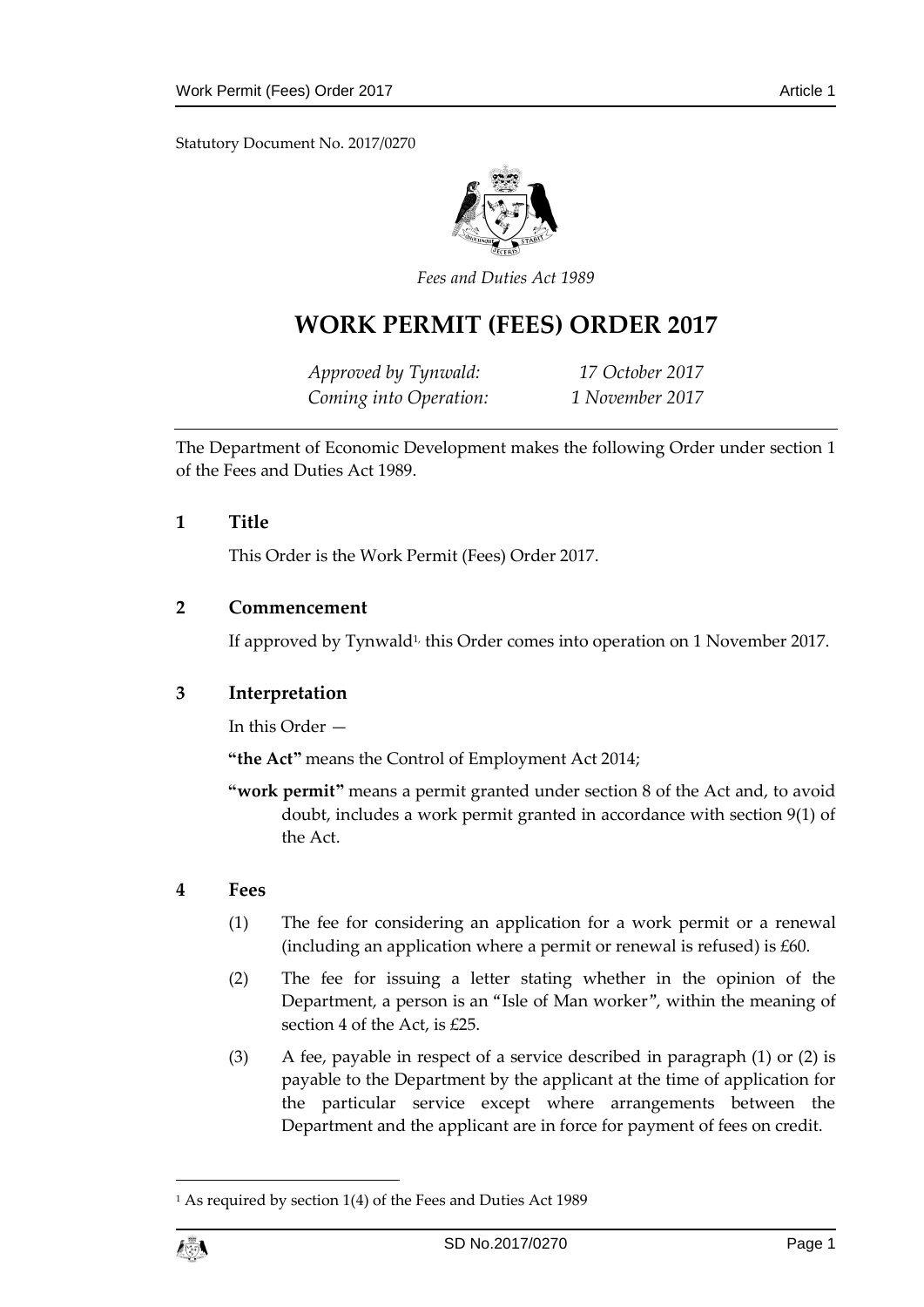Statutory Document No. 2017/0270

*Fees and Duties Act 1989*

# WORK PERMIT (FEES) ORDER 2017

| | |
|---|---|
| *Approved by Tynwald:* | *17 October 2017* |
| *Coming into Operation:* | *1 November 2017* |

The Department of Economic Development makes the following Order under section 1 of the Fees and Duties Act 1989.

## 1 Title

This Order is the Work Permit (Fees) Order 2017.

## 2 Commencement

If approved by Tynwald[1], this Order comes into operation on 1 November 2017.

## 3 Interpretation

In this Order —

**"the Act"** means the Control of Employment Act 2014;

**"work permit"** means a permit granted under section 8 of the Act and, to avoid doubt, includes a work permit granted in accordance with section 9(1) of the Act.

## 4 Fees

(1) The fee for considering an application for a work permit or a renewal (including an application where a permit or renewal is refused) is £60.

(2) The fee for issuing a letter stating whether in the opinion of the Department, a person is an "Isle of Man worker", within the meaning of section 4 of the Act, is £25.

(3) A fee, payable in respect of a service described in paragraph (1) or (2) is payable to the Department by the applicant at the time of application for the particular service except where arrangements between the Department and the applicant are in force for payment of fees on credit.

---

[1] As required by section 1(4) of the Fees and Duties Act 1989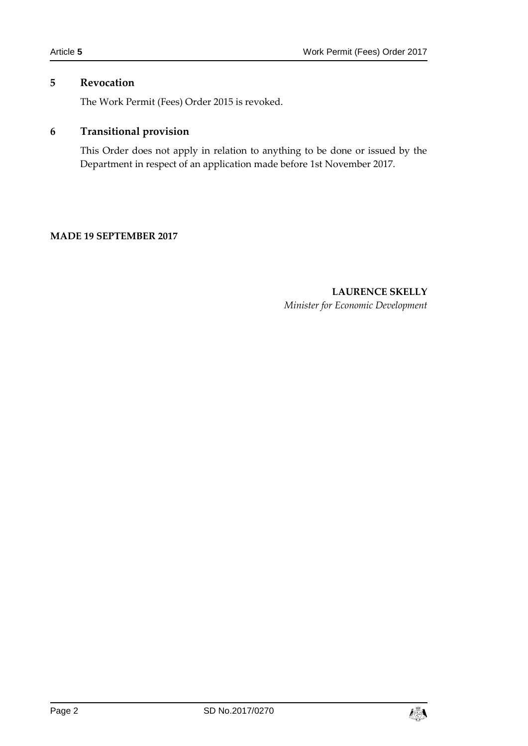## 5 Revocation

The Work Permit (Fees) Order 2015 is revoked.

## 6 Transitional provision

This Order does not apply in relation to anything to be done or issued by the Department in respect of an application made before 1st November 2017.

**MADE 19 SEPTEMBER 2017**

**LAURENCE SKELLY**
*Minister for Economic Development*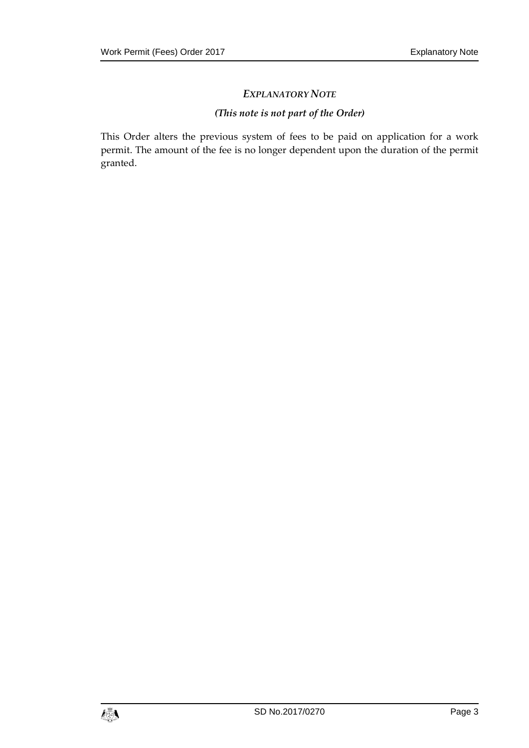## *EXPLANATORY NOTE*

***(This note is not part of the Order)***

This Order alters the previous system of fees to be paid on application for a work permit. The amount of the fee is no longer dependent upon the duration of the permit granted.